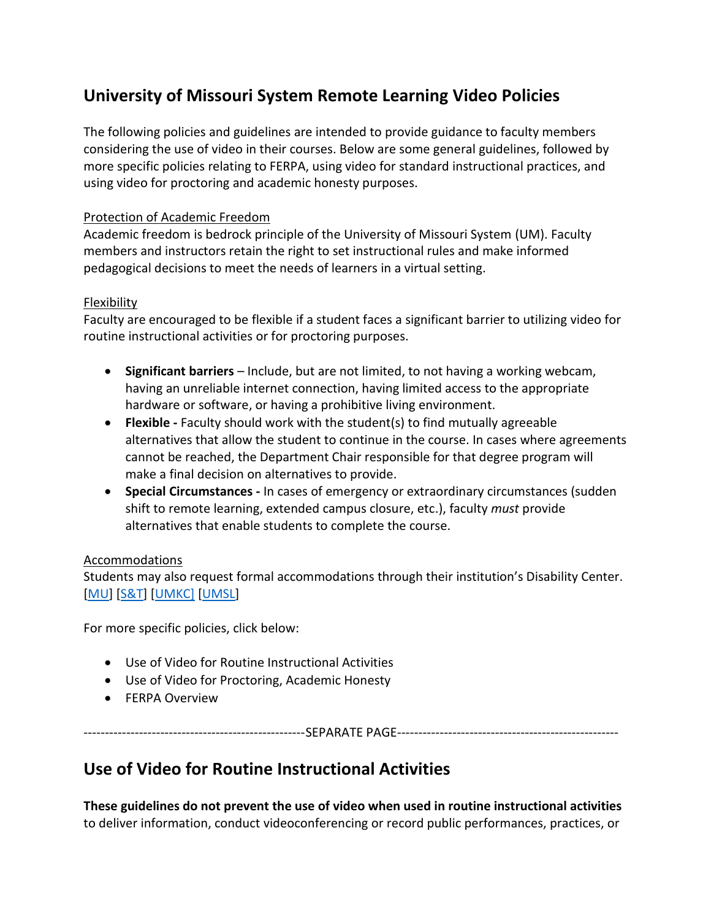# University of Missouri System Remote Learning Video Policies

The following policies and guidelines are intended to provide guidance to faculty members considering the use of video in their courses. Below are some general guidelines, followed by more specific policies relating to FERPA, using video for standard instructional practices, and using video for proctoring and academic honesty purposes.

Protection of Academic Freedom
Academic freedom is bedrock principle of the University of Missouri System (UM). Faculty members and instructors retain the right to set instructional rules and make informed pedagogical decisions to meet the needs of learners in a virtual setting.

Flexibility
Faculty are encouraged to be flexible if a student faces a significant barrier to utilizing video for routine instructional activities or for proctoring purposes.

- **Significant barriers** – Include, but are not limited, to not having a working webcam, having an unreliable internet connection, having limited access to the appropriate hardware or software, or having a prohibitive living environment.
- **Flexible -** Faculty should work with the student(s) to find mutually agreeable alternatives that allow the student to continue in the course. In cases where agreements cannot be reached, the Department Chair responsible for that degree program will make a final decision on alternatives to provide.
- **Special Circumstances -** In cases of emergency or extraordinary circumstances (sudden shift to remote learning, extended campus closure, etc.), faculty *must* provide alternatives that enable students to complete the course.

Accommodations
Students may also request formal accommodations through their institution's Disability Center. [MU] [S&T] [UMKC] [UMSL]

For more specific policies, click below:

- Use of Video for Routine Instructional Activities
- Use of Video for Proctoring, Academic Honesty
- FERPA Overview

---------------------------------------------------SEPARATE PAGE---------------------------------------------------

# Use of Video for Routine Instructional Activities

**These guidelines do not prevent the use of video when used in routine instructional activities** to deliver information, conduct videoconferencing or record public performances, practices, or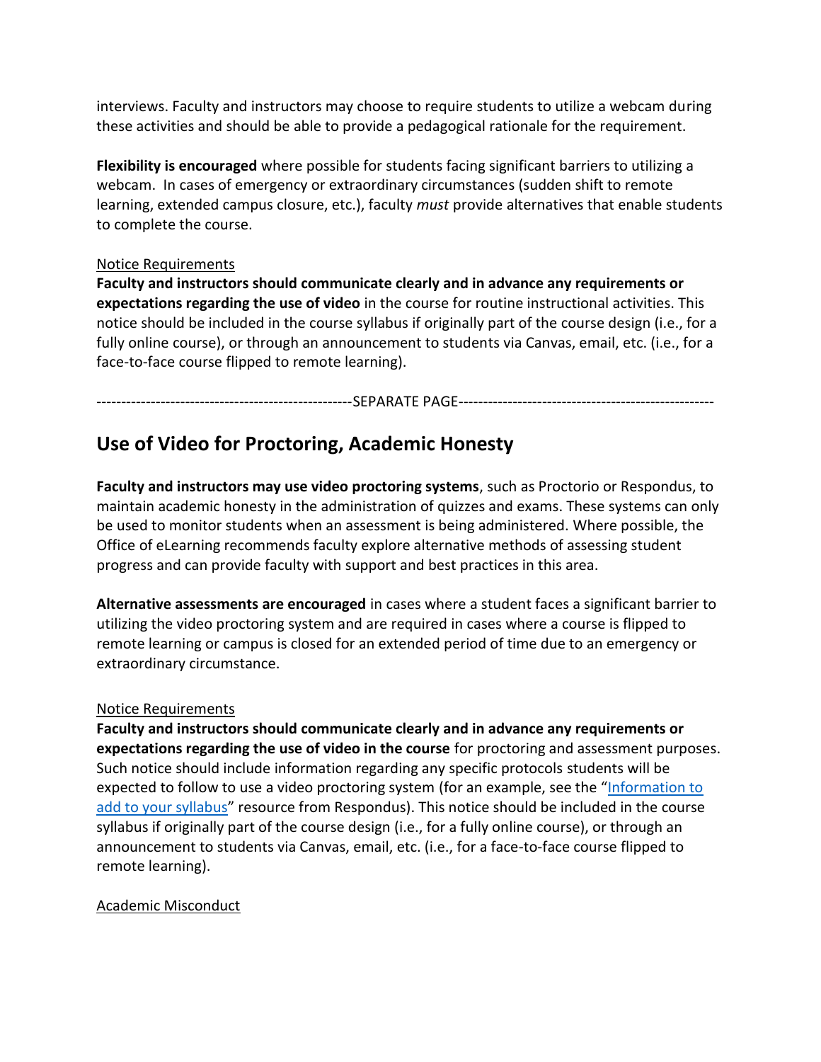interviews. Faculty and instructors may choose to require students to utilize a webcam during these activities and should be able to provide a pedagogical rationale for the requirement.

**Flexibility is encouraged** where possible for students facing significant barriers to utilizing a webcam. In cases of emergency or extraordinary circumstances (sudden shift to remote learning, extended campus closure, etc.), faculty *must* provide alternatives that enable students to complete the course.

<u>Notice Requirements</u>

**Faculty and instructors should communicate clearly and in advance any requirements or expectations regarding the use of video** in the course for routine instructional activities. This notice should be included in the course syllabus if originally part of the course design (i.e., for a fully online course), or through an announcement to students via Canvas, email, etc. (i.e., for a face-to-face course flipped to remote learning).

---------------------------------------------------SEPARATE PAGE---------------------------------------------------

## Use of Video for Proctoring, Academic Honesty

**Faculty and instructors may use video proctoring systems**, such as Proctorio or Respondus, to maintain academic honesty in the administration of quizzes and exams. These systems can only be used to monitor students when an assessment is being administered. Where possible, the Office of eLearning recommends faculty explore alternative methods of assessing student progress and can provide faculty with support and best practices in this area.

**Alternative assessments are encouraged** in cases where a student faces a significant barrier to utilizing the video proctoring system and are required in cases where a course is flipped to remote learning or campus is closed for an extended period of time due to an emergency or extraordinary circumstance.

<u>Notice Requirements</u>

**Faculty and instructors should communicate clearly and in advance any requirements or expectations regarding the use of video in the course** for proctoring and assessment purposes. Such notice should include information regarding any specific protocols students will be expected to follow to use a video proctoring system (for an example, see the "Information to add to your syllabus" resource from Respondus). This notice should be included in the course syllabus if originally part of the course design (i.e., for a fully online course), or through an announcement to students via Canvas, email, etc. (i.e., for a face-to-face course flipped to remote learning).

<u>Academic Misconduct</u>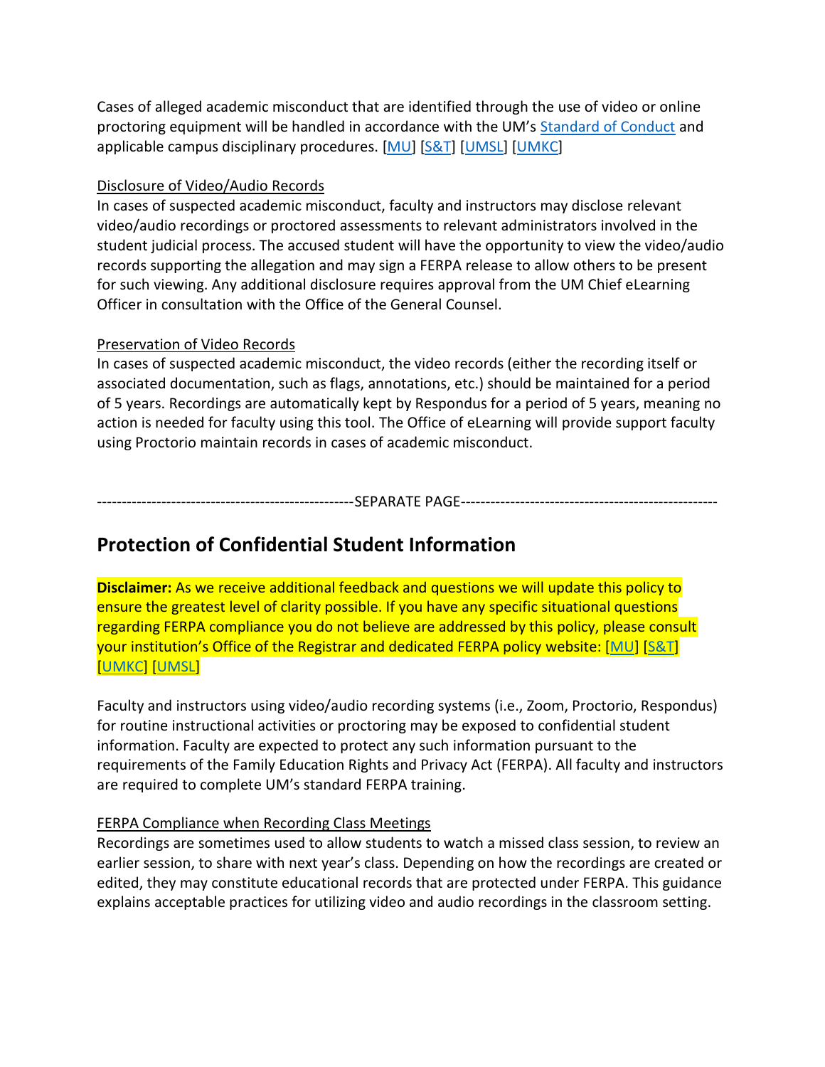Cases of alleged academic misconduct that are identified through the use of video or online proctoring equipment will be handled in accordance with the UM's Standard of Conduct and applicable campus disciplinary procedures. [MU] [S&T] [UMSL] [UMKC]

Disclosure of Video/Audio Records

In cases of suspected academic misconduct, faculty and instructors may disclose relevant video/audio recordings or proctored assessments to relevant administrators involved in the student judicial process. The accused student will have the opportunity to view the video/audio records supporting the allegation and may sign a FERPA release to allow others to be present for such viewing. Any additional disclosure requires approval from the UM Chief eLearning Officer in consultation with the Office of the General Counsel.

Preservation of Video Records

In cases of suspected academic misconduct, the video records (either the recording itself or associated documentation, such as flags, annotations, etc.) should be maintained for a period of 5 years. Recordings are automatically kept by Respondus for a period of 5 years, meaning no action is needed for faculty using this tool. The Office of eLearning will provide support faculty using Proctorio maintain records in cases of academic misconduct.

---------------------------------------------------SEPARATE PAGE---------------------------------------------------

## Protection of Confidential Student Information

**Disclaimer:** As we receive additional feedback and questions we will update this policy to ensure the greatest level of clarity possible. If you have any specific situational questions regarding FERPA compliance you do not believe are addressed by this policy, please consult your institution's Office of the Registrar and dedicated FERPA policy website: [MU] [S&T] [UMKC] [UMSL]

Faculty and instructors using video/audio recording systems (i.e., Zoom, Proctorio, Respondus) for routine instructional activities or proctoring may be exposed to confidential student information. Faculty are expected to protect any such information pursuant to the requirements of the Family Education Rights and Privacy Act (FERPA). All faculty and instructors are required to complete UM's standard FERPA training.

FERPA Compliance when Recording Class Meetings

Recordings are sometimes used to allow students to watch a missed class session, to review an earlier session, to share with next year's class. Depending on how the recordings are created or edited, they may constitute educational records that are protected under FERPA. This guidance explains acceptable practices for utilizing video and audio recordings in the classroom setting.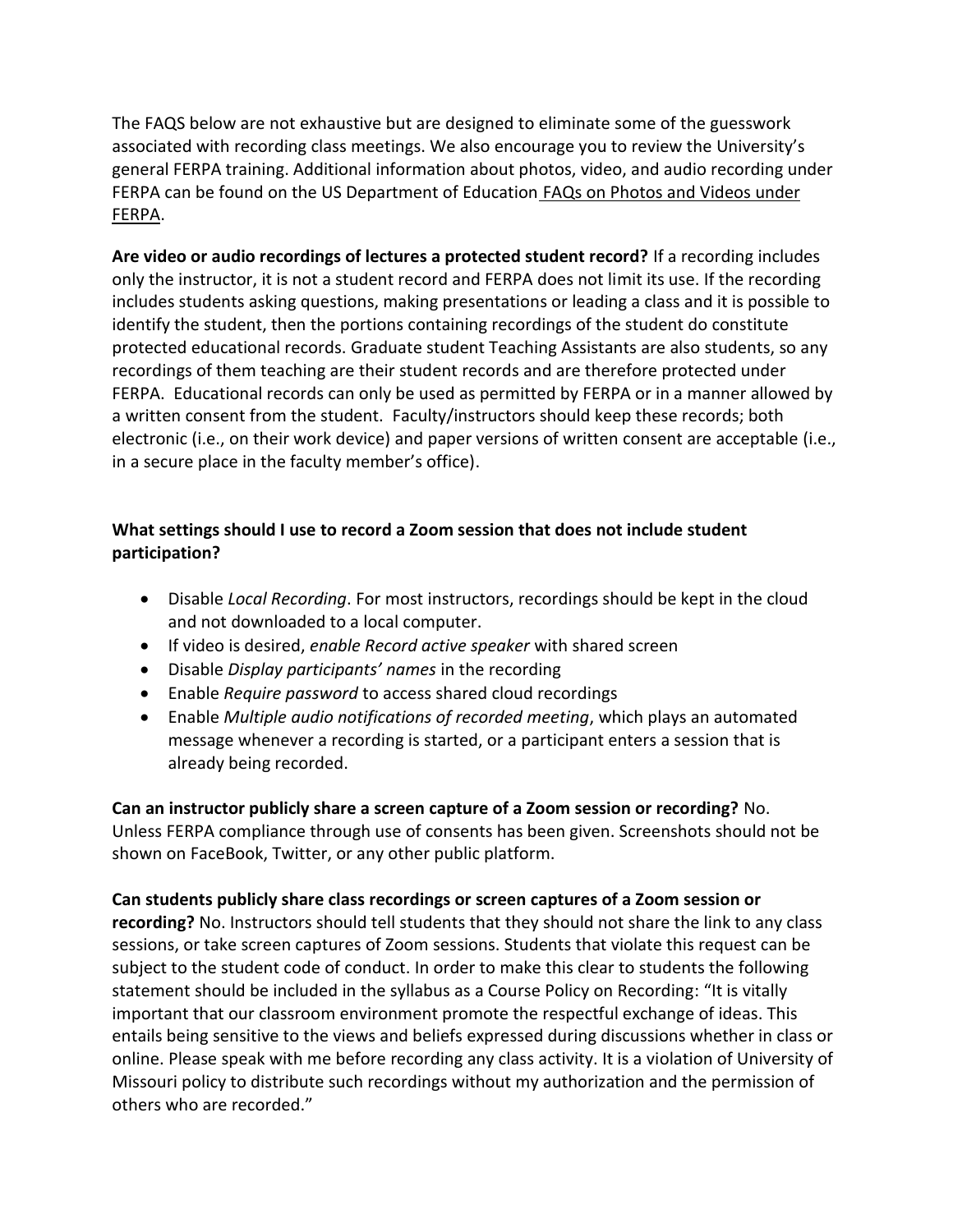The FAQS below are not exhaustive but are designed to eliminate some of the guesswork associated with recording class meetings. We also encourage you to review the University's general FERPA training. Additional information about photos, video, and audio recording under FERPA can be found on the US Department of Education FAQs on Photos and Videos under FERPA.

**Are video or audio recordings of lectures a protected student record?** If a recording includes only the instructor, it is not a student record and FERPA does not limit its use. If the recording includes students asking questions, making presentations or leading a class and it is possible to identify the student, then the portions containing recordings of the student do constitute protected educational records. Graduate student Teaching Assistants are also students, so any recordings of them teaching are their student records and are therefore protected under FERPA. Educational records can only be used as permitted by FERPA or in a manner allowed by a written consent from the student. Faculty/instructors should keep these records; both electronic (i.e., on their work device) and paper versions of written consent are acceptable (i.e., in a secure place in the faculty member's office).

**What settings should I use to record a Zoom session that does not include student participation?**

- Disable *Local Recording*. For most instructors, recordings should be kept in the cloud and not downloaded to a local computer.
- If video is desired, *enable Record active speaker* with shared screen
- Disable *Display participants' names* in the recording
- Enable *Require password* to access shared cloud recordings
- Enable *Multiple audio notifications of recorded meeting*, which plays an automated message whenever a recording is started, or a participant enters a session that is already being recorded.

**Can an instructor publicly share a screen capture of a Zoom session or recording?** No. Unless FERPA compliance through use of consents has been given. Screenshots should not be shown on FaceBook, Twitter, or any other public platform.

**Can students publicly share class recordings or screen captures of a Zoom session or recording?** No. Instructors should tell students that they should not share the link to any class sessions, or take screen captures of Zoom sessions. Students that violate this request can be subject to the student code of conduct. In order to make this clear to students the following statement should be included in the syllabus as a Course Policy on Recording: "It is vitally important that our classroom environment promote the respectful exchange of ideas. This entails being sensitive to the views and beliefs expressed during discussions whether in class or online. Please speak with me before recording any class activity. It is a violation of University of Missouri policy to distribute such recordings without my authorization and the permission of others who are recorded."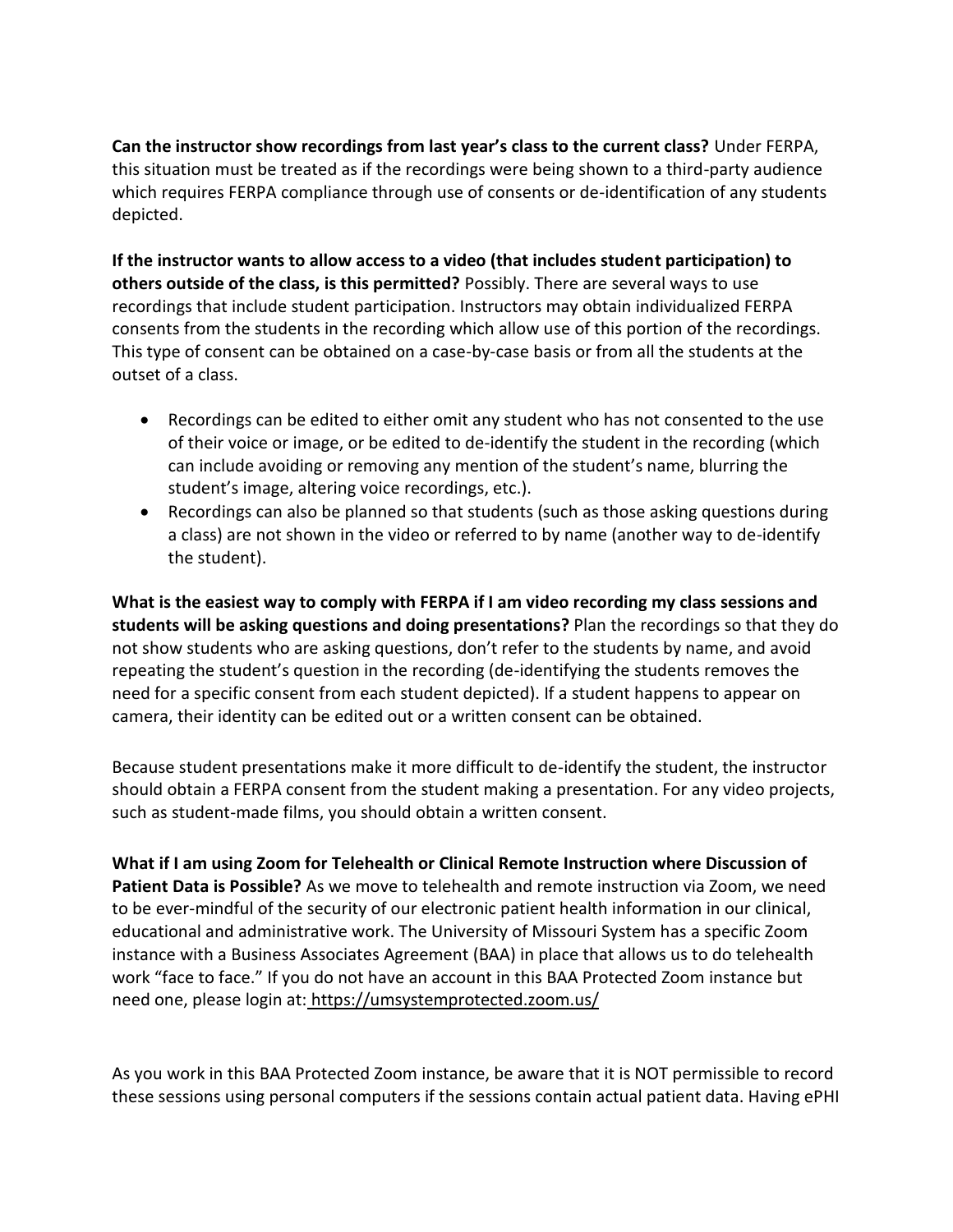**Can the instructor show recordings from last year's class to the current class?** Under FERPA, this situation must be treated as if the recordings were being shown to a third-party audience which requires FERPA compliance through use of consents or de-identification of any students depicted.

**If the instructor wants to allow access to a video (that includes student participation) to others outside of the class, is this permitted?** Possibly. There are several ways to use recordings that include student participation. Instructors may obtain individualized FERPA consents from the students in the recording which allow use of this portion of the recordings. This type of consent can be obtained on a case-by-case basis or from all the students at the outset of a class.

- Recordings can be edited to either omit any student who has not consented to the use of their voice or image, or be edited to de-identify the student in the recording (which can include avoiding or removing any mention of the student's name, blurring the student's image, altering voice recordings, etc.).
- Recordings can also be planned so that students (such as those asking questions during a class) are not shown in the video or referred to by name (another way to de-identify the student).

**What is the easiest way to comply with FERPA if I am video recording my class sessions and students will be asking questions and doing presentations?** Plan the recordings so that they do not show students who are asking questions, don't refer to the students by name, and avoid repeating the student's question in the recording (de-identifying the students removes the need for a specific consent from each student depicted). If a student happens to appear on camera, their identity can be edited out or a written consent can be obtained.

Because student presentations make it more difficult to de-identify the student, the instructor should obtain a FERPA consent from the student making a presentation. For any video projects, such as student-made films, you should obtain a written consent.

**What if I am using Zoom for Telehealth or Clinical Remote Instruction where Discussion of Patient Data is Possible?** As we move to telehealth and remote instruction via Zoom, we need to be ever-mindful of the security of our electronic patient health information in our clinical, educational and administrative work. The University of Missouri System has a specific Zoom instance with a Business Associates Agreement (BAA) in place that allows us to do telehealth work "face to face." If you do not have an account in this BAA Protected Zoom instance but need one, please login at: https://umsystemprotected.zoom.us/

As you work in this BAA Protected Zoom instance, be aware that it is NOT permissible to record these sessions using personal computers if the sessions contain actual patient data. Having ePHI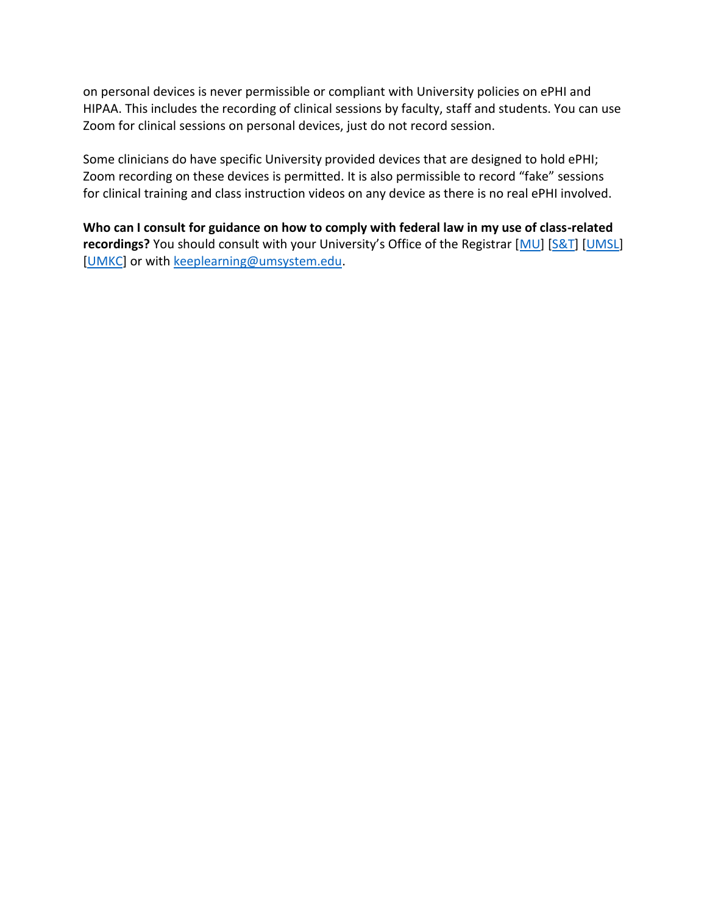on personal devices is never permissible or compliant with University policies on ePHI and HIPAA. This includes the recording of clinical sessions by faculty, staff and students. You can use Zoom for clinical sessions on personal devices, just do not record session.

Some clinicians do have specific University provided devices that are designed to hold ePHI; Zoom recording on these devices is permitted. It is also permissible to record "fake" sessions for clinical training and class instruction videos on any device as there is no real ePHI involved.

**Who can I consult for guidance on how to comply with federal law in my use of class-related recordings?** You should consult with your University's Office of the Registrar [MU] [S&T] [UMSL] [UMKC] or with keeplearning@umsystem.edu.